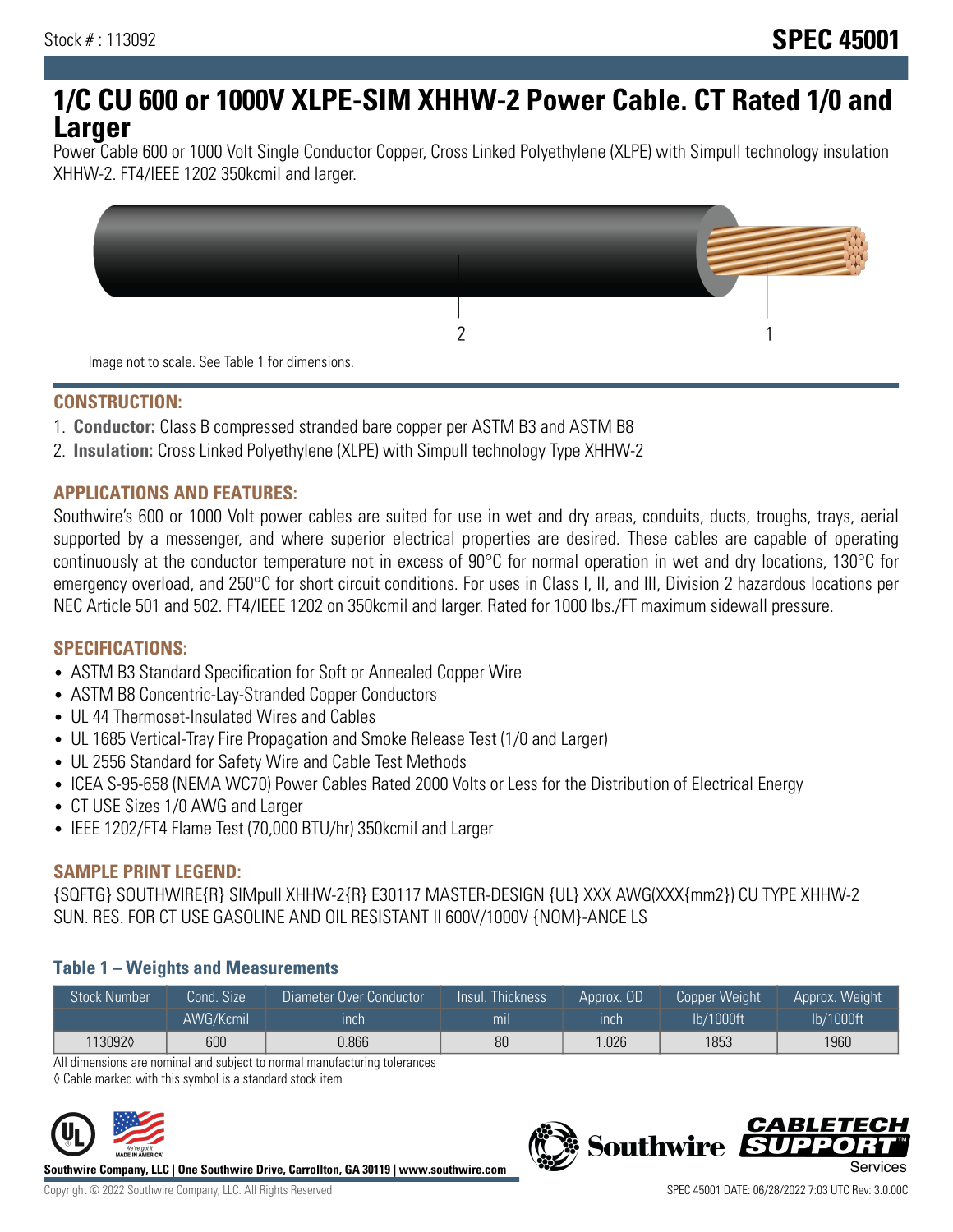Stock # : 113092

# SPEC 45001

# 1/C CU 600 or 1000V XLPE-SIM XHHW-2 Power Cable. CT Rated 1/0 and Larger

Power Cable 600 or 1000 Volt Single Conductor Copper, Cross Linked Polyethylene (XLPE) with Simpull technology insulation XHHW-2. FT4/IEEE 1202 350kcmil and larger.

2 1

Image not to scale. See Table 1 for dimensions.

## CONSTRUCTION:

1. **Conductor:** Class B compressed stranded bare copper per ASTM B3 and ASTM B8
2. **Insulation:** Cross Linked Polyethylene (XLPE) with Simpull technology Type XHHW-2

## APPLICATIONS AND FEATURES:

Southwire's 600 or 1000 Volt power cables are suited for use in wet and dry areas, conduits, ducts, troughs, trays, aerial supported by a messenger, and where superior electrical properties are desired. These cables are capable of operating continuously at the conductor temperature not in excess of 90°C for normal operation in wet and dry locations, 130°C for emergency overload, and 250°C for short circuit conditions. For uses in Class I, II, and III, Division 2 hazardous locations per NEC Article 501 and 502. FT4/IEEE 1202 on 350kcmil and larger. Rated for 1000 lbs./FT maximum sidewall pressure.

## SPECIFICATIONS:

- ASTM B3 Standard Specification for Soft or Annealed Copper Wire
- ASTM B8 Concentric-Lay-Stranded Copper Conductors
- UL 44 Thermoset-Insulated Wires and Cables
- UL 1685 Vertical-Tray Fire Propagation and Smoke Release Test (1/0 and Larger)
- UL 2556 Standard for Safety Wire and Cable Test Methods
- ICEA S-95-658 (NEMA WC70) Power Cables Rated 2000 Volts or Less for the Distribution of Electrical Energy
- CT USE Sizes 1/0 AWG and Larger
- IEEE 1202/FT4 Flame Test (70,000 BTU/hr) 350kcmil and Larger

## SAMPLE PRINT LEGEND:

{SQFTG} SOUTHWIRE{R} SIMpull XHHW-2{R} E30117 MASTER-DESIGN {UL} XXX AWG(XXX{mm2}) CU TYPE XHHW-2 SUN. RES. FOR CT USE GASOLINE AND OIL RESISTANT II 600V/1000V {NOM}-ANCE LS

### Table 1 – Weights and Measurements

| Stock Number | Cond. Size | Diameter Over Conductor | Insul. Thickness | Approx. OD | Copper Weight | Approx. Weight |
|---|---|---|---|---|---|---|
| | AWG/Kcmil | inch | mil | inch | lb/1000ft | lb/1000ft |
| 113092◊ | 600 | 0.866 | 80 | 1.026 | 1853 | 1960 |

All dimensions are nominal and subject to normal manufacturing tolerances

◊ Cable marked with this symbol is a standard stock item

**Southwire Company, LLC | One Southwire Drive, Carrollton, GA 30119 | www.southwire.com**

Copyright © 2022 Southwire Company, LLC. All Rights Reserved

SPEC 45001 DATE: 06/28/2022 7:03 UTC Rev: 3.0.00C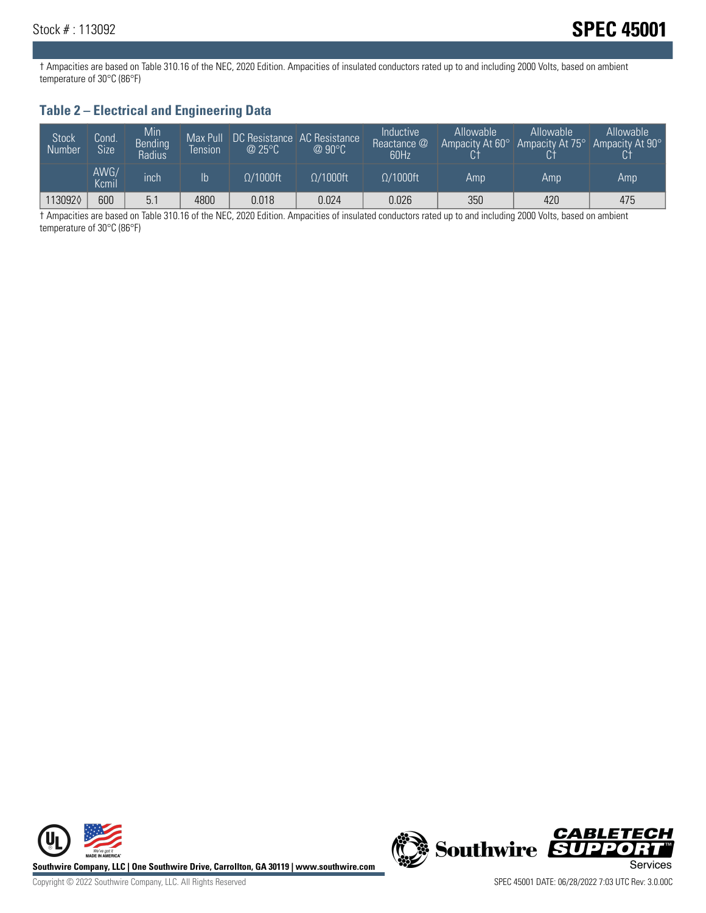† Ampacities are based on Table 310.16 of the NEC, 2020 Edition. Ampacities of insulated conductors rated up to and including 2000 Volts, based on ambient temperature of 30°C (86°F)

### Table 2 – Electrical and Engineering Data

| Stock Number | Cond. Size | Min Bending Radius | Max Pull Tension | DC Resistance @ 25°C | AC Resistance @ 90°C | Inductive Reactance @ 60Hz | Allowable Ampacity At 60° C† | Allowable Ampacity At 75° C† | Allowable Ampacity At 90° C† |
|---|---|---|---|---|---|---|---|---|---|
| | AWG/ Kcmil | inch | lb | Ω/1000ft | Ω/1000ft | Ω/1000ft | Amp | Amp | Amp |
| 113092◊ | 600 | 5.1 | 4800 | 0.018 | 0.024 | 0.026 | 350 | 420 | 475 |

† Ampacities are based on Table 310.16 of the NEC, 2020 Edition. Ampacities of insulated conductors rated up to and including 2000 Volts, based on ambient temperature of 30°C (86°F)